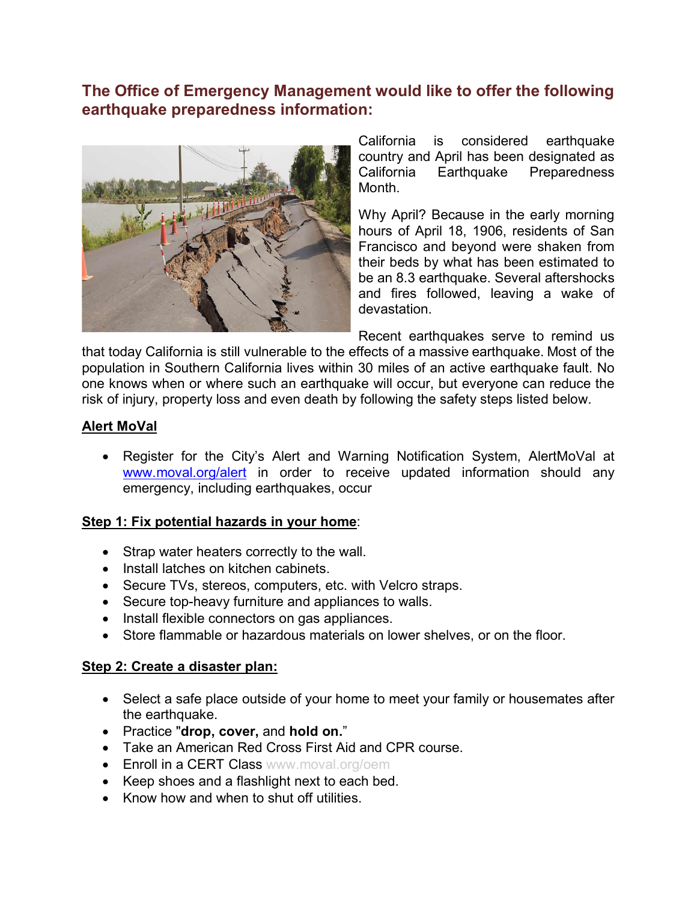## The Office of Emergency Management would like to offer the following earthquake preparedness information:

California is considered earthquake country and April has been designated as California Earthquake Preparedness Month.

Why April? Because in the early morning hours of April 18, 1906, residents of San Francisco and beyond were shaken from their beds by what has been estimated to be an 8.3 earthquake. Several aftershocks and fires followed, leaving a wake of devastation.

Recent earthquakes serve to remind us that today California is still vulnerable to the effects of a massive earthquake. Most of the population in Southern California lives within 30 miles of an active earthquake fault. No one knows when or where such an earthquake will occur, but everyone can reduce the risk of injury, property loss and even death by following the safety steps listed below.

**Alert MoVal**

- Register for the City's Alert and Warning Notification System, AlertMoVal at [www.moval.org/alert](http://www.moval.org/alert) in order to receive updated information should any emergency, including earthquakes, occur

**Step 1: Fix potential hazards in your home**:

- Strap water heaters correctly to the wall.
- Install latches on kitchen cabinets.
- Secure TVs, stereos, computers, etc. with Velcro straps.
- Secure top-heavy furniture and appliances to walls.
- Install flexible connectors on gas appliances.
- Store flammable or hazardous materials on lower shelves, or on the floor.

**Step 2: Create a disaster plan:**

- Select a safe place outside of your home to meet your family or housemates after the earthquake.
- Practice "**drop, cover,** and **hold on.**"
- Take an American Red Cross First Aid and CPR course.
- Enroll in a CERT Class www.moval.org/oem
- Keep shoes and a flashlight next to each bed.
- Know how and when to shut off utilities.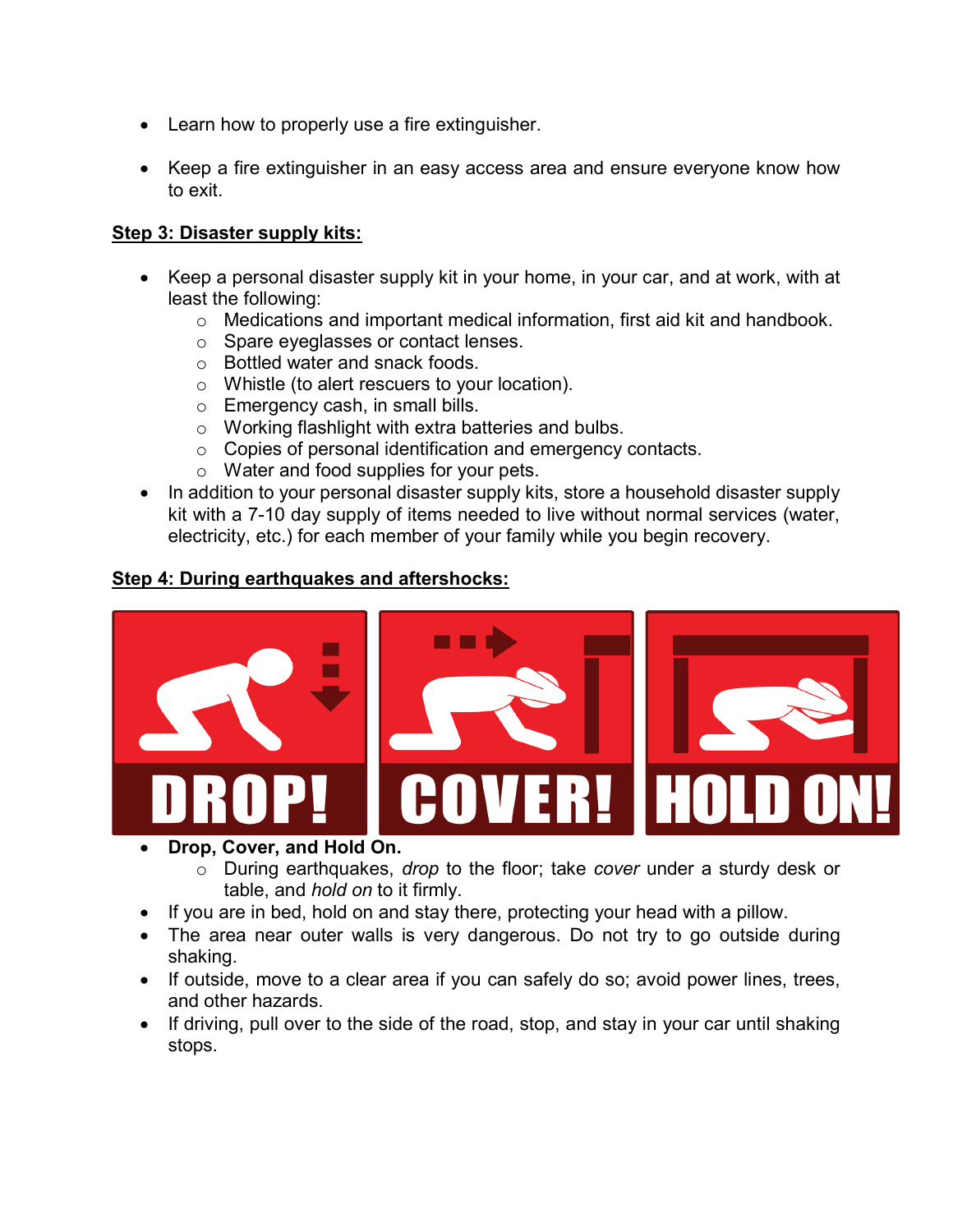- Learn how to properly use a fire extinguisher.
- Keep a fire extinguisher in an easy access area and ensure everyone know how to exit.

**Step 3: Disaster supply kits:**

- Keep a personal disaster supply kit in your home, in your car, and at work, with at least the following:
  - Medications and important medical information, first aid kit and handbook.
  - Spare eyeglasses or contact lenses.
  - Bottled water and snack foods.
  - Whistle (to alert rescuers to your location).
  - Emergency cash, in small bills.
  - Working flashlight with extra batteries and bulbs.
  - Copies of personal identification and emergency contacts.
  - Water and food supplies for your pets.
- In addition to your personal disaster supply kits, store a household disaster supply kit with a 7-10 day supply of items needed to live without normal services (water, electricity, etc.) for each member of your family while you begin recovery.

**Step 4: During earthquakes and aftershocks:**

DROP! COVER! HOLD ON!

- **Drop, Cover, and Hold On.**
  - During earthquakes, *drop* to the floor; take *cover* under a sturdy desk or table, and *hold on* to it firmly.
- If you are in bed, hold on and stay there, protecting your head with a pillow.
- The area near outer walls is very dangerous. Do not try to go outside during shaking.
- If outside, move to a clear area if you can safely do so; avoid power lines, trees, and other hazards.
- If driving, pull over to the side of the road, stop, and stay in your car until shaking stops.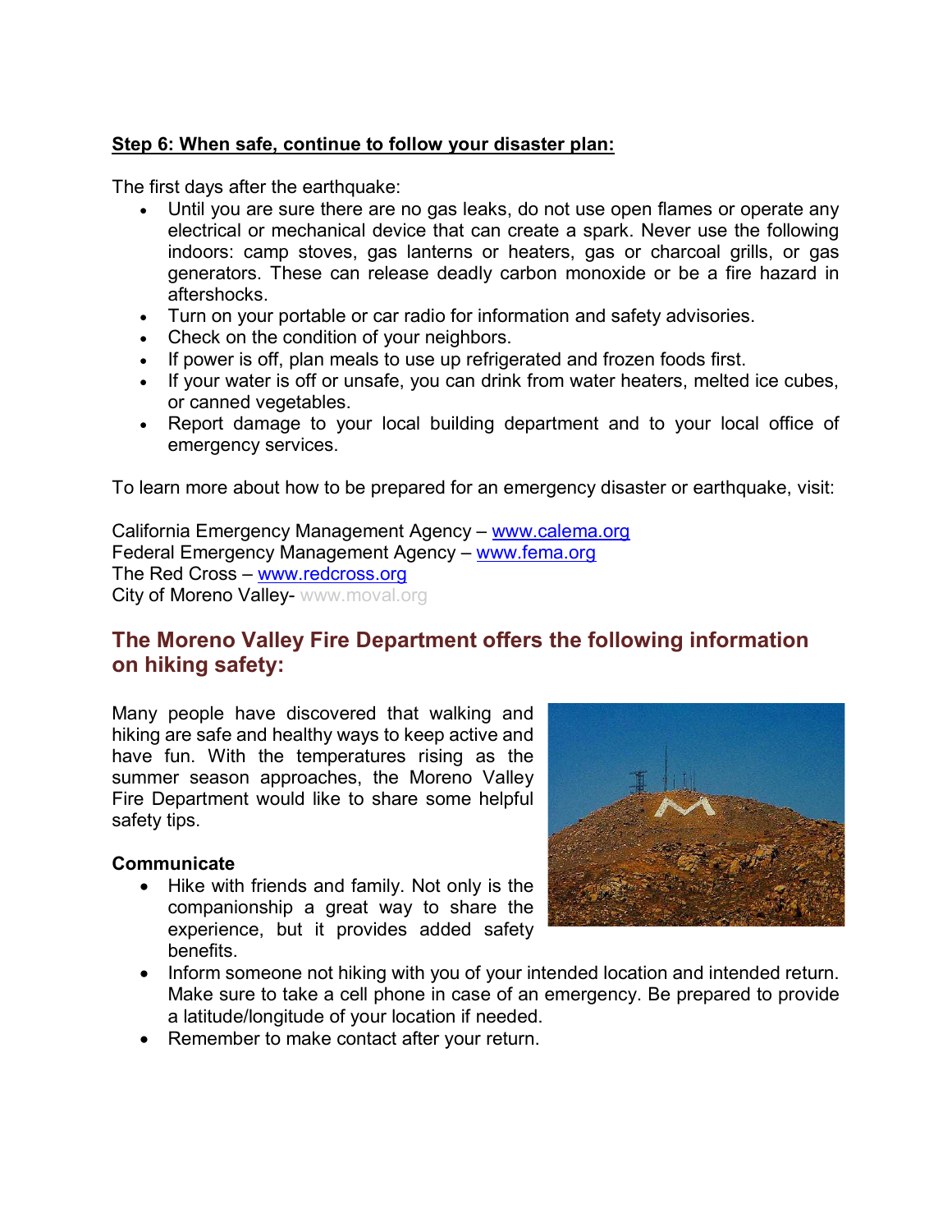**Step 6: When safe, continue to follow your disaster plan:**

The first days after the earthquake:

- Until you are sure there are no gas leaks, do not use open flames or operate any electrical or mechanical device that can create a spark. Never use the following indoors: camp stoves, gas lanterns or heaters, gas or charcoal grills, or gas generators. These can release deadly carbon monoxide or be a fire hazard in aftershocks.
- Turn on your portable or car radio for information and safety advisories.
- Check on the condition of your neighbors.
- If power is off, plan meals to use up refrigerated and frozen foods first.
- If your water is off or unsafe, you can drink from water heaters, melted ice cubes, or canned vegetables.
- Report damage to your local building department and to your local office of emergency services.

To learn more about how to be prepared for an emergency disaster or earthquake, visit:

California Emergency Management Agency – www.calema.org
Federal Emergency Management Agency – www.fema.org
The Red Cross – www.redcross.org
City of Moreno Valley- www.moval.org

## The Moreno Valley Fire Department offers the following information on hiking safety:

Many people have discovered that walking and hiking are safe and healthy ways to keep active and have fun. With the temperatures rising as the summer season approaches, the Moreno Valley Fire Department would like to share some helpful safety tips.

**Communicate**

- Hike with friends and family. Not only is the companionship a great way to share the experience, but it provides added safety benefits.
- Inform someone not hiking with you of your intended location and intended return. Make sure to take a cell phone in case of an emergency. Be prepared to provide a latitude/longitude of your location if needed.
- Remember to make contact after your return.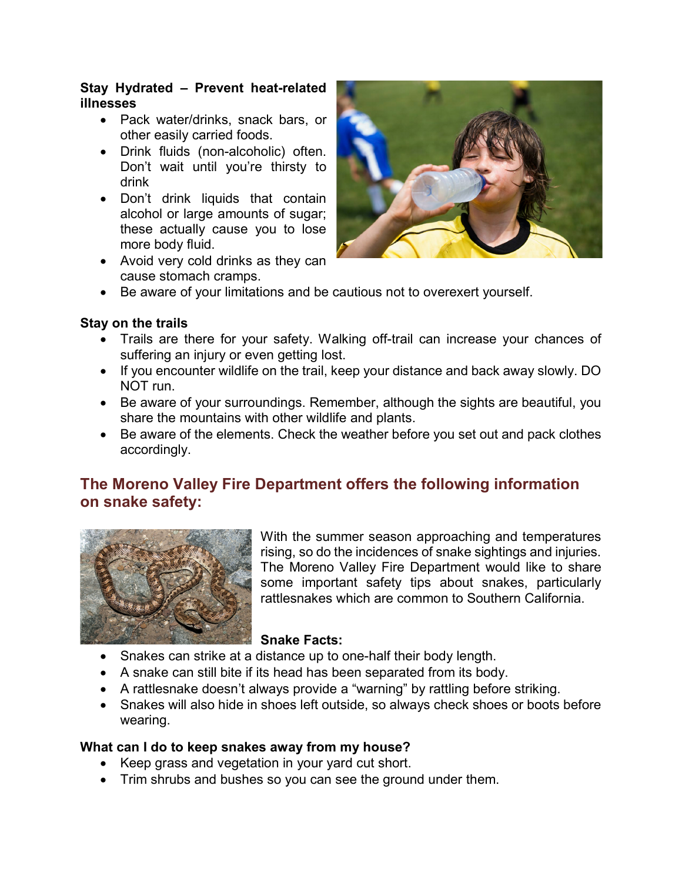**Stay Hydrated – Prevent heat-related illnesses**

- Pack water/drinks, snack bars, or other easily carried foods.
- Drink fluids (non-alcoholic) often. Don't wait until you're thirsty to drink
- Don't drink liquids that contain alcohol or large amounts of sugar; these actually cause you to lose more body fluid.
- Avoid very cold drinks as they can cause stomach cramps.
- Be aware of your limitations and be cautious not to overexert yourself.

**Stay on the trails**

- Trails are there for your safety. Walking off-trail can increase your chances of suffering an injury or even getting lost.
- If you encounter wildlife on the trail, keep your distance and back away slowly. DO NOT run.
- Be aware of your surroundings. Remember, although the sights are beautiful, you share the mountains with other wildlife and plants.
- Be aware of the elements. Check the weather before you set out and pack clothes accordingly.

## The Moreno Valley Fire Department offers the following information on snake safety:

With the summer season approaching and temperatures rising, so do the incidences of snake sightings and injuries. The Moreno Valley Fire Department would like to share some important safety tips about snakes, particularly rattlesnakes which are common to Southern California.

**Snake Facts:**

- Snakes can strike at a distance up to one-half their body length.
- A snake can still bite if its head has been separated from its body.
- A rattlesnake doesn't always provide a "warning" by rattling before striking.
- Snakes will also hide in shoes left outside, so always check shoes or boots before wearing.

**What can I do to keep snakes away from my house?**

- Keep grass and vegetation in your yard cut short.
- Trim shrubs and bushes so you can see the ground under them.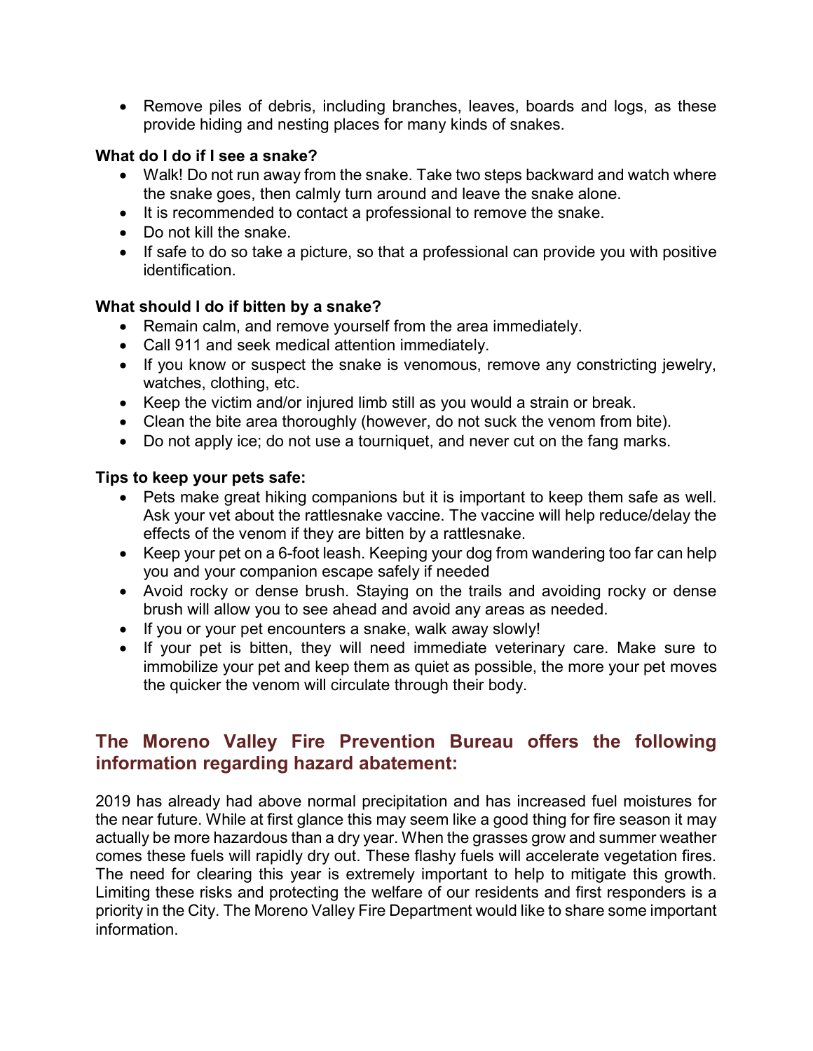- Remove piles of debris, including branches, leaves, boards and logs, as these provide hiding and nesting places for many kinds of snakes.

**What do I do if I see a snake?**

- Walk! Do not run away from the snake. Take two steps backward and watch where the snake goes, then calmly turn around and leave the snake alone.
- It is recommended to contact a professional to remove the snake.
- Do not kill the snake.
- If safe to do so take a picture, so that a professional can provide you with positive identification.

**What should I do if bitten by a snake?**

- Remain calm, and remove yourself from the area immediately.
- Call 911 and seek medical attention immediately.
- If you know or suspect the snake is venomous, remove any constricting jewelry, watches, clothing, etc.
- Keep the victim and/or injured limb still as you would a strain or break.
- Clean the bite area thoroughly (however, do not suck the venom from bite).
- Do not apply ice; do not use a tourniquet, and never cut on the fang marks.

**Tips to keep your pets safe:**

- Pets make great hiking companions but it is important to keep them safe as well. Ask your vet about the rattlesnake vaccine. The vaccine will help reduce/delay the effects of the venom if they are bitten by a rattlesnake.
- Keep your pet on a 6-foot leash. Keeping your dog from wandering too far can help you and your companion escape safely if needed
- Avoid rocky or dense brush. Staying on the trails and avoiding rocky or dense brush will allow you to see ahead and avoid any areas as needed.
- If you or your pet encounters a snake, walk away slowly!
- If your pet is bitten, they will need immediate veterinary care. Make sure to immobilize your pet and keep them as quiet as possible, the more your pet moves the quicker the venom will circulate through their body.

## The Moreno Valley Fire Prevention Bureau offers the following information regarding hazard abatement:

2019 has already had above normal precipitation and has increased fuel moistures for the near future. While at first glance this may seem like a good thing for fire season it may actually be more hazardous than a dry year. When the grasses grow and summer weather comes these fuels will rapidly dry out. These flashy fuels will accelerate vegetation fires. The need for clearing this year is extremely important to help to mitigate this growth. Limiting these risks and protecting the welfare of our residents and first responders is a priority in the City. The Moreno Valley Fire Department would like to share some important information.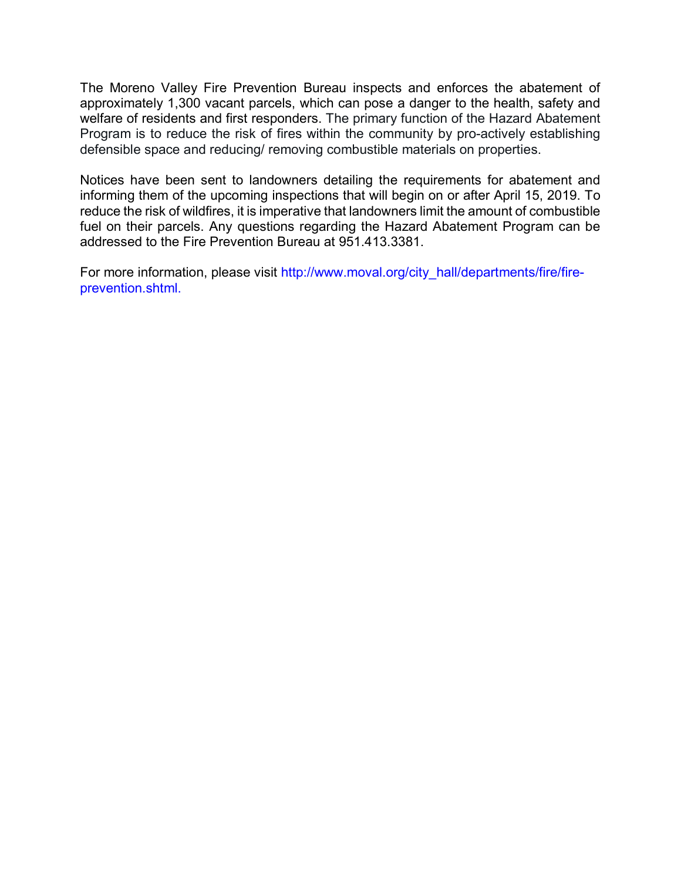The Moreno Valley Fire Prevention Bureau inspects and enforces the abatement of approximately 1,300 vacant parcels, which can pose a danger to the health, safety and welfare of residents and first responders. The primary function of the Hazard Abatement Program is to reduce the risk of fires within the community by pro-actively establishing defensible space and reducing/ removing combustible materials on properties.

Notices have been sent to landowners detailing the requirements for abatement and informing them of the upcoming inspections that will begin on or after April 15, 2019. To reduce the risk of wildfires, it is imperative that landowners limit the amount of combustible fuel on their parcels. Any questions regarding the Hazard Abatement Program can be addressed to the Fire Prevention Bureau at 951.413.3381.

For more information, please visit http://www.moval.org/city_hall/departments/fire/fire-prevention.shtml.